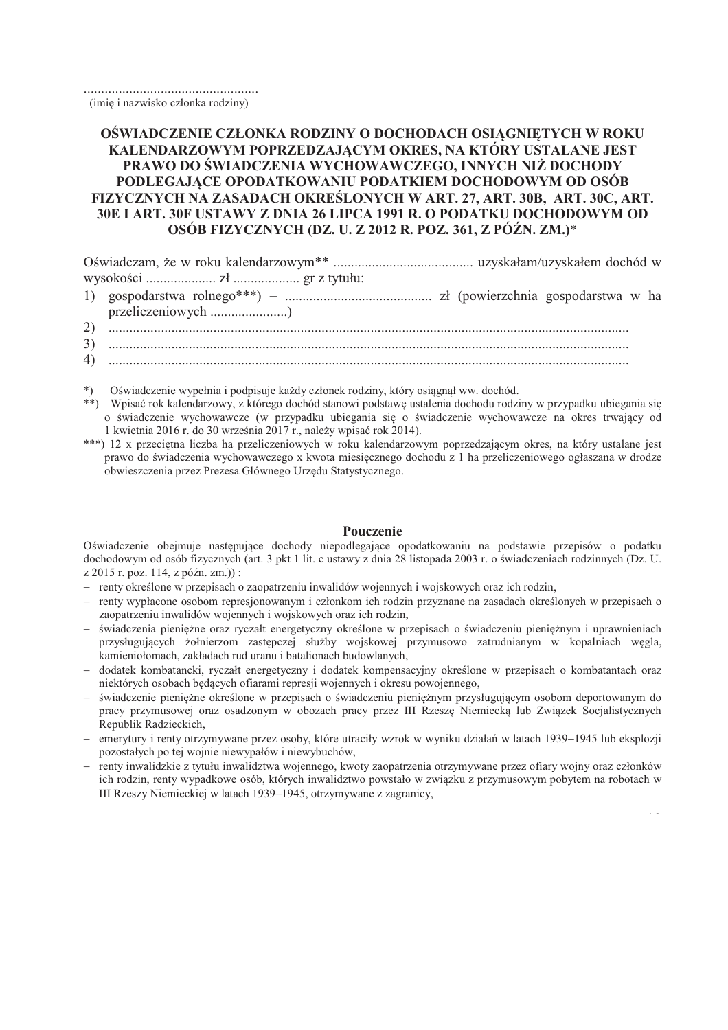..................................................
(imię i nazwisko członka rodziny)

## OŚWIADCZENIE CZŁONKA RODZINY O DOCHODACH OSIĄGNIĘTYCH W ROKU KALENDARZOWYM POPRZEDZAJĄCYM OKRES, NA KTÓRY USTALANE JEST PRAWO DO ŚWIADCZENIA WYCHOWAWCZEGO, INNYCH NIŻ DOCHODY PODLEGAJĄCE OPODATKOWANIU PODATKIEM DOCHODOWYM OD OSÓB FIZYCZNYCH NA ZASADACH OKREŚLONYCH W ART. 27, ART. 30B, ART. 30C, ART. 30E I ART. 30F USTAWY Z DNIA 26 LIPCA 1991 R. O PODATKU DOCHODOWYM OD OSÓB FIZYCZNYCH (DZ. U. Z 2012 R. POZ. 361, Z PÓŹN. ZM.)*

Oświadczam, że w roku kalendarzowym** ........................................ uzyskałam/uzyskałem dochód w wysokości .................... zł ................... gr z tytułu:

1) gospodarstwa rolnego***) – ......................................... zł (powierzchnia gospodarstwa w ha przeliczeniowych ......................)
2) ..................................................................................................................................................
3) ..................................................................................................................................................
4) ..................................................................................................................................................

*) Oświadczenie wypełnia i podpisuje każdy członek rodziny, który osiągnął ww. dochód.

**) Wpisać rok kalendarzowy, z którego dochód stanowi podstawę ustalenia dochodu rodziny w przypadku ubiegania się o świadczenie wychowawcze (w przypadku ubiegania się o świadczenie wychowawcze na okres trwający od 1 kwietnia 2016 r. do 30 września 2017 r., należy wpisać rok 2014).

***) 12 x przeciętna liczba ha przeliczeniowych w roku kalendarzowym poprzedzającym okres, na który ustalane jest prawo do świadczenia wychowawczego x kwota miesięcznego dochodu z 1 ha przeliczeniowego ogłaszana w drodze obwieszczenia przez Prezesa Głównego Urzędu Statystycznego.

### Pouczenie

Oświadczenie obejmuje następujące dochody niepodlegające opodatkowaniu na podstawie przepisów o podatku dochodowym od osób fizycznych (art. 3 pkt 1 lit. c ustawy z dnia 28 listopada 2003 r. o świadczeniach rodzinnych (Dz. U. z 2015 r. poz. 114, z późn. zm.)) :

- renty określone w przepisach o zaopatrzeniu inwalidów wojennych i wojskowych oraz ich rodzin,
- renty wypłacone osobom represjonowanym i członkom ich rodzin przyznane na zasadach określonych w przepisach o zaopatrzeniu inwalidów wojennych i wojskowych oraz ich rodzin,
- świadczenia pieniężne oraz ryczałt energetyczny określone w przepisach o świadczeniu pieniężnym i uprawnieniach przysługujących żołnierzom zastępczej służby wojskowej przymusowo zatrudnianym w kopalniach węgla, kamieniołomach, zakładach rud uranu i batalionach budowlanych,
- dodatek kombatancki, ryczałt energetyczny i dodatek kompensacyjny określone w przepisach o kombatantach oraz niektórych osobach będących ofiarami represji wojennych i okresu powojennego,
- świadczenie pieniężne określone w przepisach o świadczeniu pieniężnym przysługującym osobom deportowanym do pracy przymusowej oraz osadzonym w obozach pracy przez III Rzeszę Niemiecką lub Związek Socjalistycznych Republik Radzieckich,
- emerytury i renty otrzymywane przez osoby, które utraciły wzrok w wyniku działań w latach 1939–1945 lub eksplozji pozostałych po tej wojnie niewypałów i niewybuchów,
- renty inwalidzkie z tytułu inwalidztwa wojennego, kwoty zaopatrzenia otrzymywane przez ofiary wojny oraz członków ich rodzin, renty wypadkowe osób, których inwalidztwo powstało w związku z przymusowym pobytem na robotach w III Rzeszy Niemieckiej w latach 1939–1945, otrzymywane z zagranicy,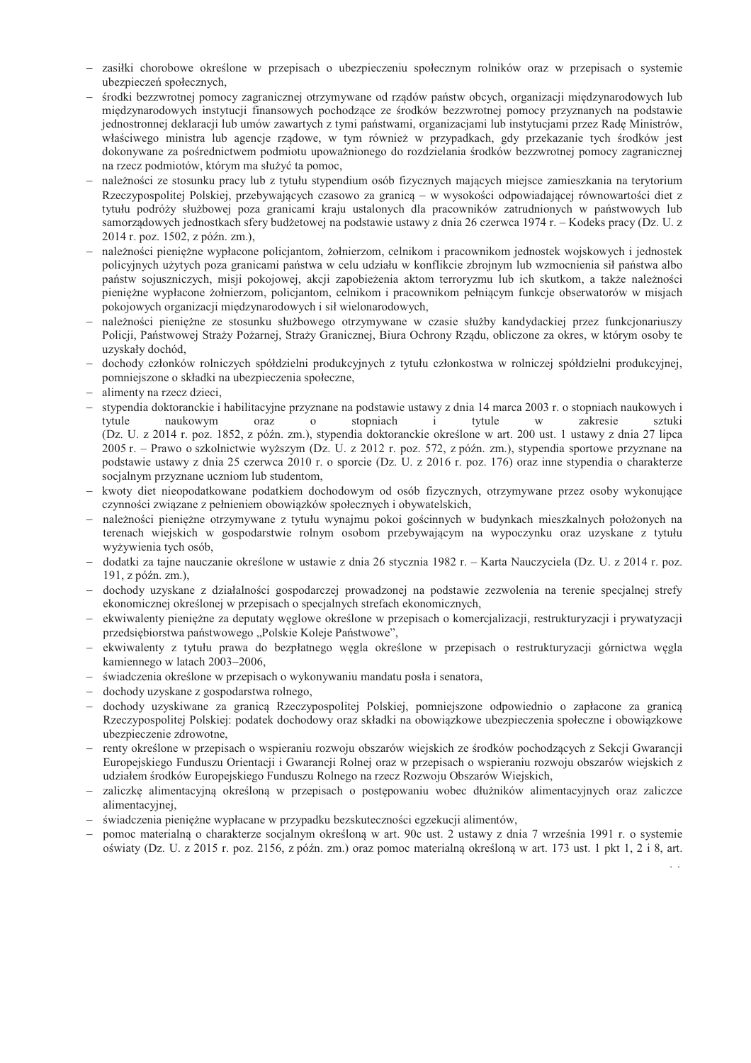- zasiłki chorobowe określone w przepisach o ubezpieczeniu społecznym rolników oraz w przepisach o systemie ubezpieczeń społecznych,
- środki bezzwrotnej pomocy zagranicznej otrzymywane od rządów państw obcych, organizacji międzynarodowych lub międzynarodowych instytucji finansowych pochodzące ze środków bezzwrotnej pomocy przyznanych na podstawie jednostronnej deklaracji lub umów zawartych z tymi państwami, organizacjami lub instytucjami przez Radę Ministrów, właściwego ministra lub agencje rządowe, w tym również w przypadkach, gdy przekazanie tych środków jest dokonywane za pośrednictwem podmiotu upoważnionego do rozdzielania środków bezzwrotnej pomocy zagranicznej na rzecz podmiotów, którym ma służyć ta pomoc,
- należności ze stosunku pracy lub z tytułu stypendium osób fizycznych mających miejsce zamieszkania na terytorium Rzeczypospolitej Polskiej, przebywających czasowo za granicą – w wysokości odpowiadającej równowartości diet z tytułu podróży służbowej poza granicami kraju ustalonych dla pracowników zatrudnionych w państwowych lub samorządowych jednostkach sfery budżetowej na podstawie ustawy z dnia 26 czerwca 1974 r. – Kodeks pracy (Dz. U. z 2014 r. poz. 1502, z późn. zm.),
- należności pieniężne wypłacone policjantom, żołnierzom, celnikom i pracownikom jednostek wojskowych i jednostek policyjnych użytych poza granicami państwa w celu udziału w konflikcie zbrojnym lub wzmocnienia sił państwa albo państw sojuszniczych, misji pokojowej, akcji zapobieżenia aktom terroryzmu lub ich skutkom, a także należności pieniężne wypłacone żołnierzom, policjantom, celnikom i pracownikom pełniącym funkcje obserwatorów w misjach pokojowych organizacji międzynarodowych i sił wielonarodowych,
- należności pieniężne ze stosunku służbowego otrzymywane w czasie służby kandydackiej przez funkcjonariuszy Policji, Państwowej Straży Pożarnej, Straży Granicznej, Biura Ochrony Rządu, obliczone za okres, w którym osoby te uzyskały dochód,
- dochody członków rolniczych spółdzielni produkcyjnych z tytułu członkostwa w rolniczej spółdzielni produkcyjnej, pomniejszone o składki na ubezpieczenia społeczne,
- alimenty na rzecz dzieci,
- stypendia doktoranckie i habilitacyjne przyznane na podstawie ustawy z dnia 14 marca 2003 r. o stopniach naukowych i tytule naukowym oraz o stopniach i tytule w zakresie sztuki (Dz. U. z 2014 r. poz. 1852, z późn. zm.), stypendia doktoranckie określone w art. 200 ust. 1 ustawy z dnia 27 lipca 2005 r. – Prawo o szkolnictwie wyższym (Dz. U. z 2012 r. poz. 572, z późn. zm.), stypendia sportowe przyznane na podstawie ustawy z dnia 25 czerwca 2010 r. o sporcie (Dz. U. z 2016 r. poz. 176) oraz inne stypendia o charakterze socjalnym przyznane uczniom lub studentom,
- kwoty diet nieopodatkowane podatkiem dochodowym od osób fizycznych, otrzymywane przez osoby wykonujące czynności związane z pełnieniem obowiązków społecznych i obywatelskich,
- należności pieniężne otrzymywane z tytułu wynajmu pokoi gościnnych w budynkach mieszkalnych położonych na terenach wiejskich w gospodarstwie rolnym osobom przebywającym na wypoczynku oraz uzyskane z tytułu wyżywienia tych osób,
- dodatki za tajne nauczanie określone w ustawie z dnia 26 stycznia 1982 r. – Karta Nauczyciela (Dz. U. z 2014 r. poz. 191, z późn. zm.),
- dochody uzyskane z działalności gospodarczej prowadzonej na podstawie zezwolenia na terenie specjalnej strefy ekonomicznej określonej w przepisach o specjalnych strefach ekonomicznych,
- ekwiwalenty pieniężne za deputaty węglowe określone w przepisach o komercjalizacji, restrukturyzacji i prywatyzacji przedsiębiorstwa państwowego „Polskie Koleje Państwowe",
- ekwiwalenty z tytułu prawa do bezpłatnego węgla określone w przepisach o restrukturyzacji górnictwa węgla kamiennego w latach 2003–2006,
- świadczenia określone w przepisach o wykonywaniu mandatu posła i senatora,
- dochody uzyskane z gospodarstwa rolnego,
- dochody uzyskiwane za granicą Rzeczypospolitej Polskiej, pomniejszone odpowiednio o zapłacone za granicą Rzeczypospolitej Polskiej: podatek dochodowy oraz składki na obowiązkowe ubezpieczenia społeczne i obowiązkowe ubezpieczenie zdrowotne,
- renty określone w przepisach o wspieraniu rozwoju obszarów wiejskich ze środków pochodzących z Sekcji Gwarancji Europejskiego Funduszu Orientacji i Gwarancji Rolnej oraz w przepisach o wspieraniu rozwoju obszarów wiejskich z udziałem środków Europejskiego Funduszu Rolnego na rzecz Rozwoju Obszarów Wiejskich,
- zaliczkę alimentacyjną określoną w przepisach o postępowaniu wobec dłużników alimentacyjnych oraz zaliczce alimentacyjnej,
- świadczenia pieniężne wypłacane w przypadku bezskuteczności egzekucji alimentów,
- pomoc materialną o charakterze socjalnym określoną w art. 90c ust. 2 ustawy z dnia 7 września 1991 r. o systemie oświaty (Dz. U. z 2015 r. poz. 2156, z późn. zm.) oraz pomoc materialną określoną w art. 173 ust. 1 pkt 1, 2 i 8, art.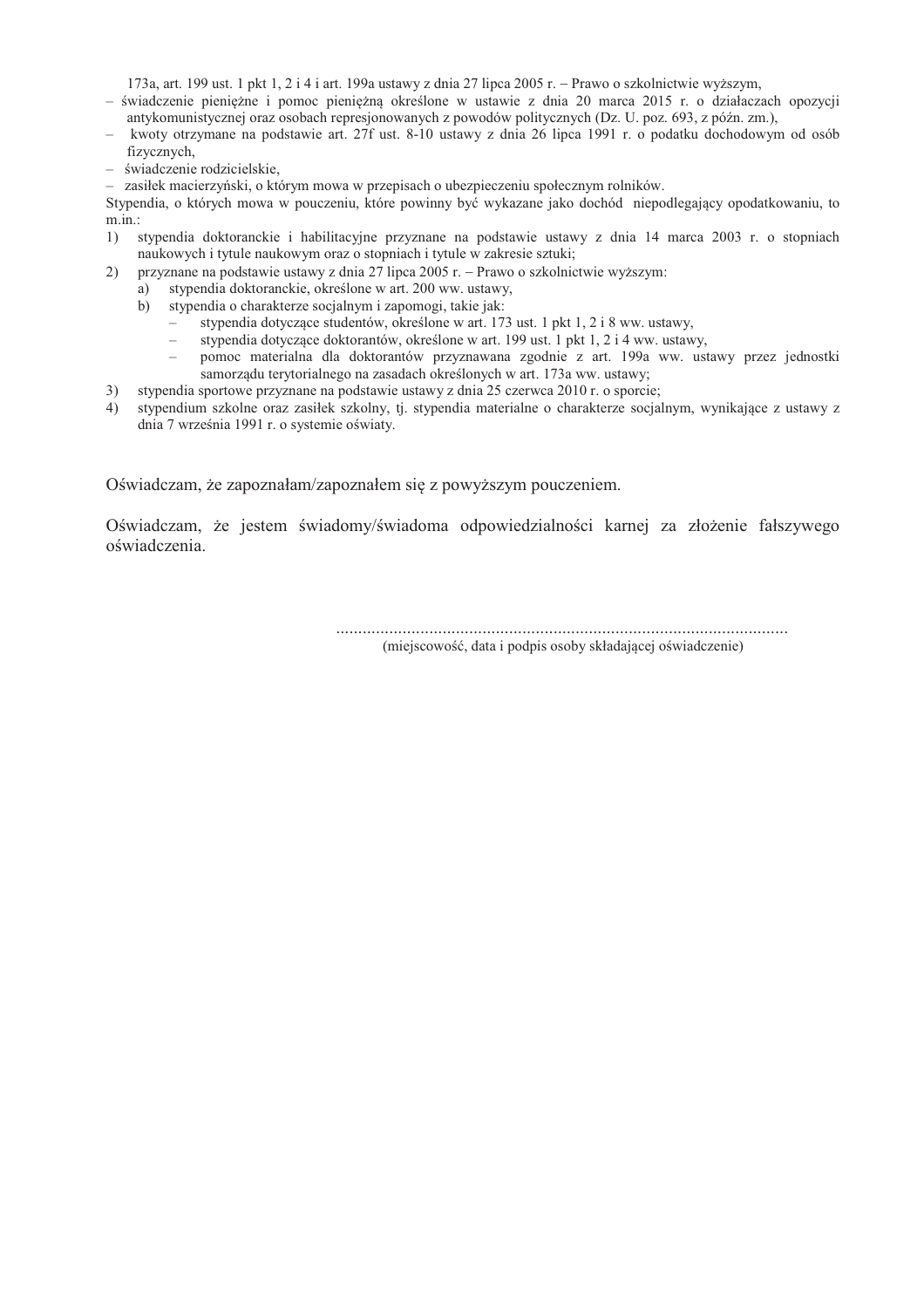173a, art. 199 ust. 1 pkt 1, 2 i 4 i art. 199a ustawy z dnia 27 lipca 2005 r. – Prawo o szkolnictwie wyższym,

- świadczenie pieniężne i pomoc pieniężną określone w ustawie z dnia 20 marca 2015 r. o działaczach opozycji antykomunistycznej oraz osobach represjonowanych z powodów politycznych (Dz. U. poz. 693, z późn. zm.),
- kwoty otrzymane na podstawie art. 27f ust. 8-10 ustawy z dnia 26 lipca 1991 r. o podatku dochodowym od osób fizycznych,
- świadczenie rodzicielskie,
- zasiłek macierzyński, o którym mowa w przepisach o ubezpieczeniu społecznym rolników.

Stypendia, o których mowa w pouczeniu, które powinny być wykazane jako dochód niepodlegający opodatkowaniu, to m.in.:

1) stypendia doktoranckie i habilitacyjne przyznane na podstawie ustawy z dnia 14 marca 2003 r. o stopniach naukowych i tytule naukowym oraz o stopniach i tytule w zakresie sztuki;
2) przyznane na podstawie ustawy z dnia 27 lipca 2005 r. – Prawo o szkolnictwie wyższym:
   a) stypendia doktoranckie, określone w art. 200 ww. ustawy,
   b) stypendia o charakterze socjalnym i zapomogi, takie jak:
      - stypendia dotyczące studentów, określone w art. 173 ust. 1 pkt 1, 2 i 8 ww. ustawy,
      - stypendia dotyczące doktorantów, określone w art. 199 ust. 1 pkt 1, 2 i 4 ww. ustawy,
      - pomoc materialna dla doktorantów przyznawana zgodnie z art. 199a ww. ustawy przez jednostki samorządu terytorialnego na zasadach określonych w art. 173a ww. ustawy;
3) stypendia sportowe przyznane na podstawie ustawy z dnia 25 czerwca 2010 r. o sporcie;
4) stypendium szkolne oraz zasiłek szkolny, tj. stypendia materialne o charakterze socjalnym, wynikające z ustawy z dnia 7 września 1991 r. o systemie oświaty.

Oświadczam, że zapoznałam/zapoznałem się z powyższym pouczeniem.

Oświadczam, że jestem świadomy/świadoma odpowiedzialności karnej za złożenie fałszywego oświadczenia.

.....................................................................................................

(miejscowość, data i podpis osoby składającej oświadczenie)